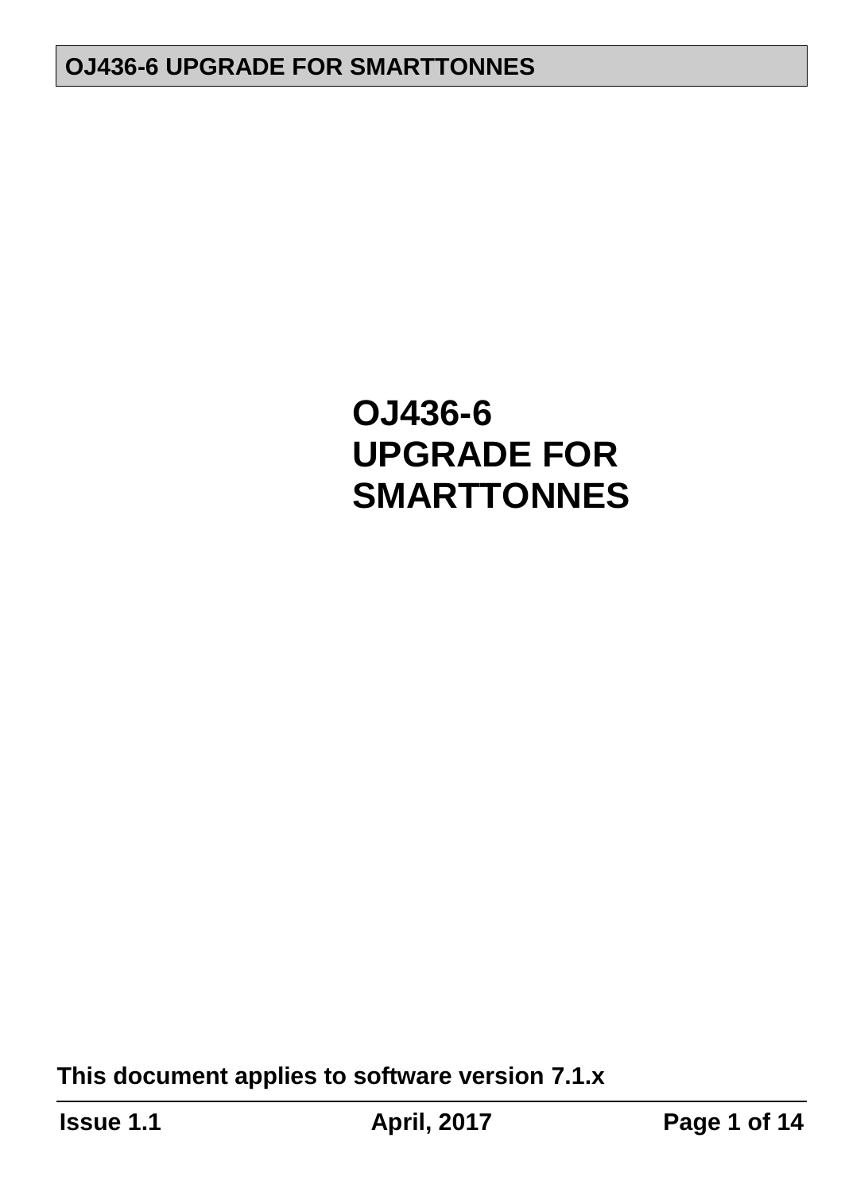# OJ436-6 UPGRADE FOR SMARTTONNES

**This document applies to software version 7.1.x**

**Issue 1.1** **April, 2017**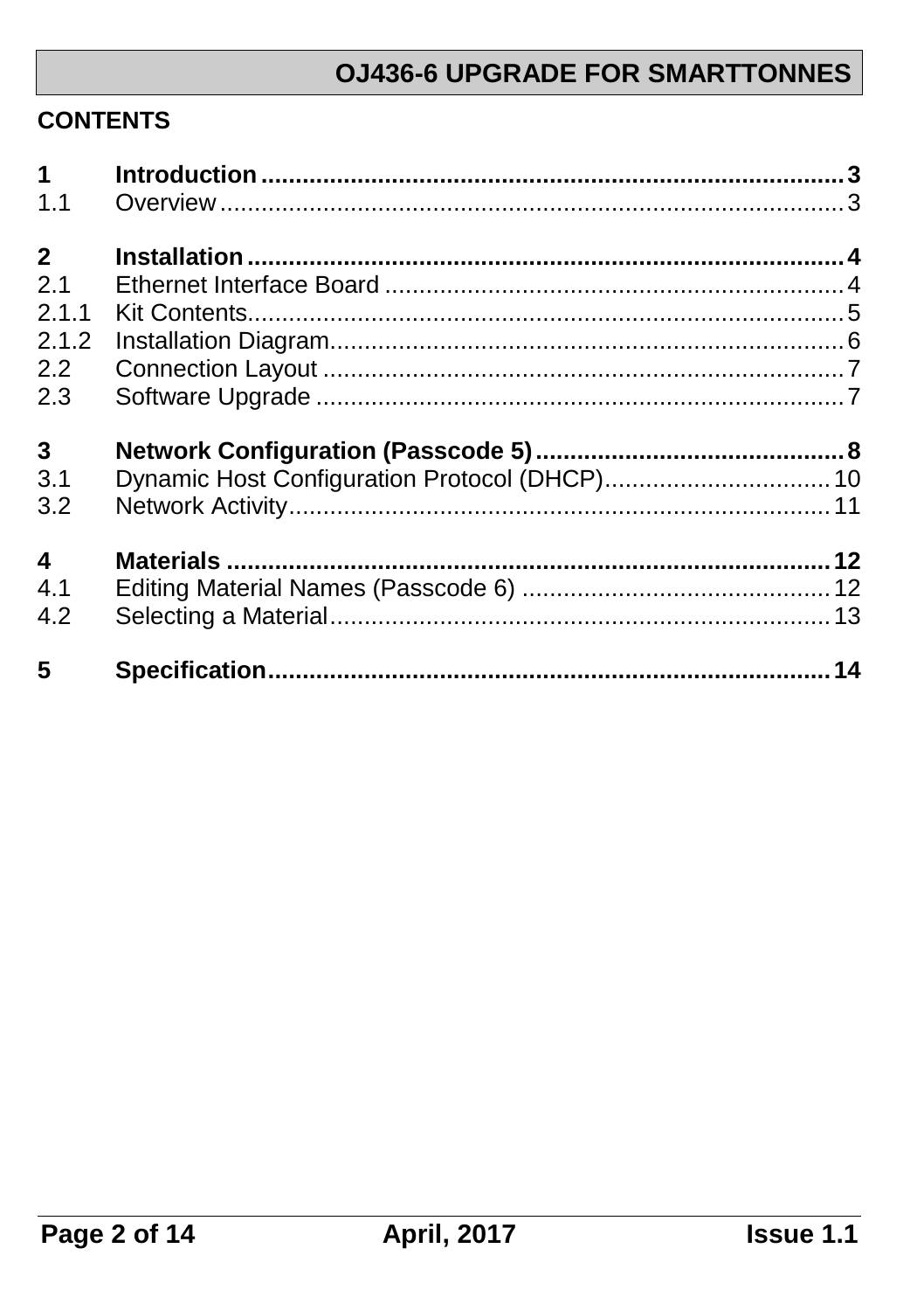## CONTENTS

| | | |
|---|---|---|
| **1** | **Introduction** | **3** |
| 1.1 | Overview | 3 |
| **2** | **Installation** | **4** |
| 2.1 | Ethernet Interface Board | 4 |
| 2.1.1 | Kit Contents | 5 |
| 2.1.2 | Installation Diagram | 6 |
| 2.2 | Connection Layout | 7 |
| 2.3 | Software Upgrade | 7 |
| **3** | **Network Configuration (Passcode 5)** | **8** |
| 3.1 | Dynamic Host Configuration Protocol (DHCP) | 10 |
| 3.2 | Network Activity | 11 |
| **4** | **Materials** | **12** |
| 4.1 | Editing Material Names (Passcode 6) | 12 |
| 4.2 | Selecting a Material | 13 |
| **5** | **Specification** | **14** |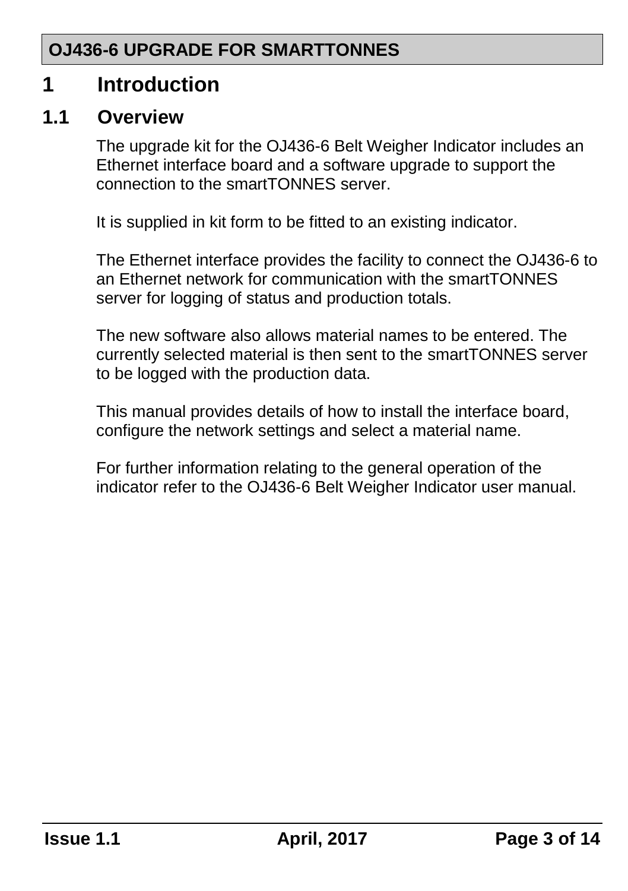# 1 Introduction

## 1.1 Overview

The upgrade kit for the OJ436-6 Belt Weigher Indicator includes an Ethernet interface board and a software upgrade to support the connection to the smartTONNES server.

It is supplied in kit form to be fitted to an existing indicator.

The Ethernet interface provides the facility to connect the OJ436-6 to an Ethernet network for communication with the smartTONNES server for logging of status and production totals.

The new software also allows material names to be entered. The currently selected material is then sent to the smartTONNES server to be logged with the production data.

This manual provides details of how to install the interface board, configure the network settings and select a material name.

For further information relating to the general operation of the indicator refer to the OJ436-6 Belt Weigher Indicator user manual.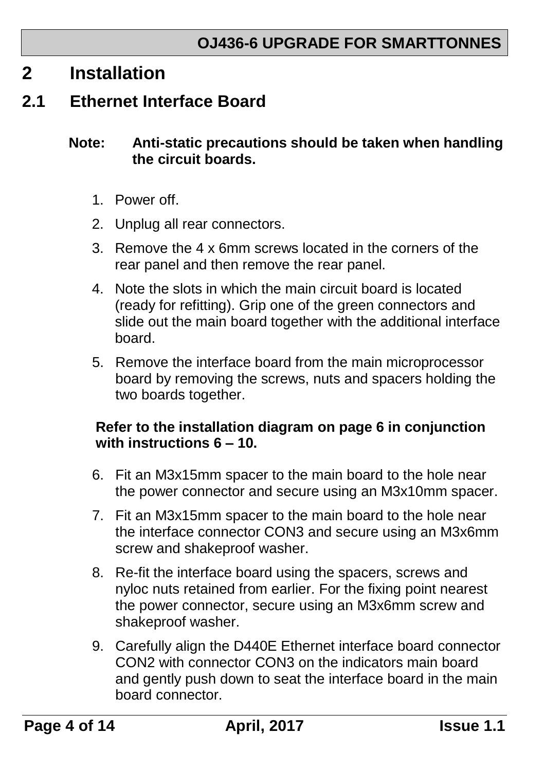# 2 Installation

## 2.1 Ethernet Interface Board

**Note: Anti-static precautions should be taken when handling the circuit boards.**

1. Power off.
2. Unplug all rear connectors.
3. Remove the 4 x 6mm screws located in the corners of the rear panel and then remove the rear panel.
4. Note the slots in which the main circuit board is located (ready for refitting). Grip one of the green connectors and slide out the main board together with the additional interface board.
5. Remove the interface board from the main microprocessor board by removing the screws, nuts and spacers holding the two boards together.

**Refer to the installation diagram on page 6 in conjunction with instructions 6 – 10.**

6. Fit an M3x15mm spacer to the main board to the hole near the power connector and secure using an M3x10mm spacer.
7. Fit an M3x15mm spacer to the main board to the hole near the interface connector CON3 and secure using an M3x6mm screw and shakeproof washer.
8. Re-fit the interface board using the spacers, screws and nyloc nuts retained from earlier. For the fixing point nearest the power connector, secure using an M3x6mm screw and shakeproof washer.
9. Carefully align the D440E Ethernet interface board connector CON2 with connector CON3 on the indicators main board and gently push down to seat the interface board in the main board connector.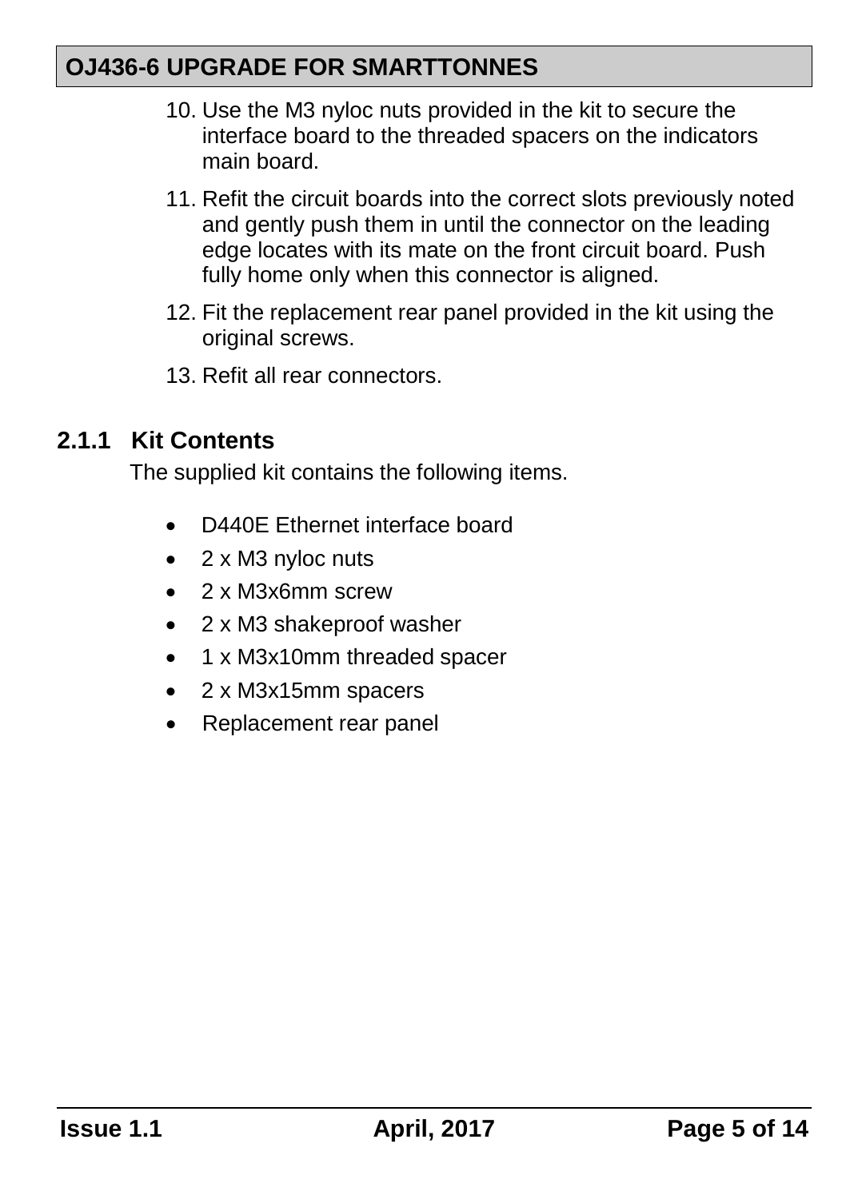10. Use the M3 nyloc nuts provided in the kit to secure the interface board to the threaded spacers on the indicators main board.
11. Refit the circuit boards into the correct slots previously noted and gently push them in until the connector on the leading edge locates with its mate on the front circuit board. Push fully home only when this connector is aligned.
12. Fit the replacement rear panel provided in the kit using the original screws.
13. Refit all rear connectors.

### 2.1.1 Kit Contents

The supplied kit contains the following items.

- D440E Ethernet interface board
- 2 x M3 nyloc nuts
- 2 x M3x6mm screw
- 2 x M3 shakeproof washer
- 1 x M3x10mm threaded spacer
- 2 x M3x15mm spacers
- Replacement rear panel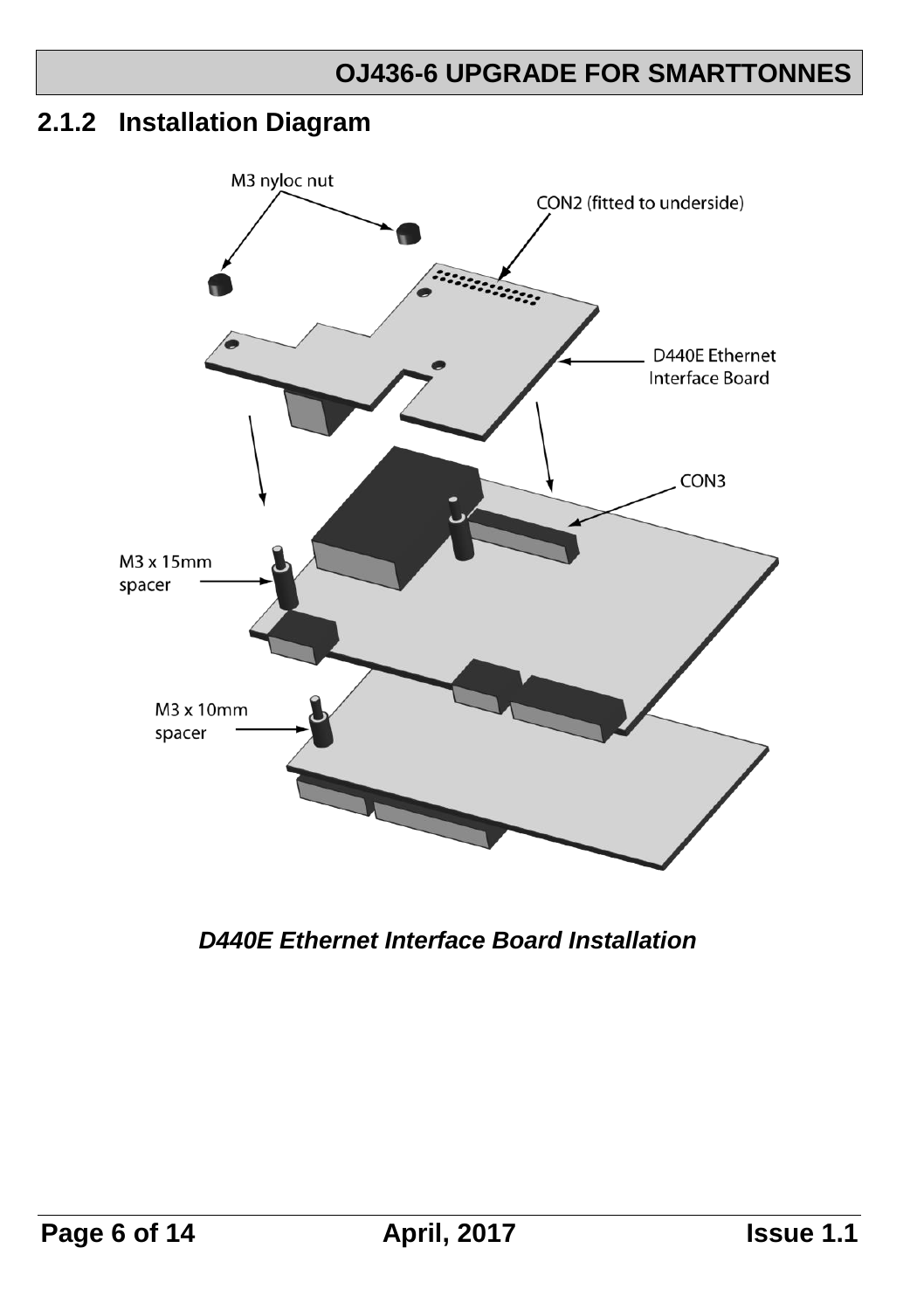## 2.1.2 Installation Diagram

M3 nyloc nut

CON2 (fitted to underside)

D440E Ethernet Interface Board

CON3

M3 x 15mm spacer

M3 x 10mm spacer

***D440E Ethernet Interface Board Installation***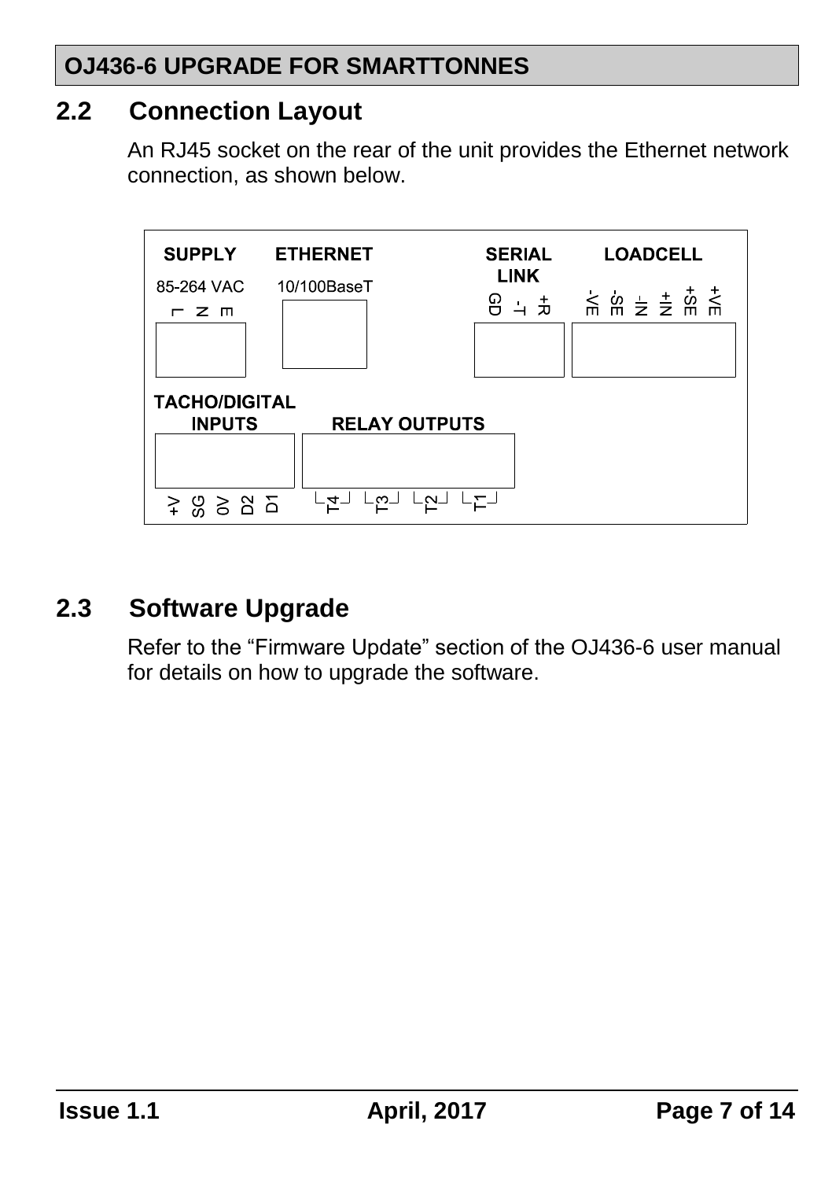## 2.2 Connection Layout

An RJ45 socket on the rear of the unit provides the Ethernet network connection, as shown below.

SUPPLY
85-264 VAC
L N E

ETHERNET
10/100BaseT

SERIAL LINK
GD -T +R

LOADCELL
-VE -SE -IN +IN +SE +VE

TACHO/DIGITAL INPUTS
+V SG 0V D2 D1

RELAY OUTPUTS
T4 T3 T2 T1

## 2.3 Software Upgrade

Refer to the "Firmware Update" section of the OJ436-6 user manual for details on how to upgrade the software.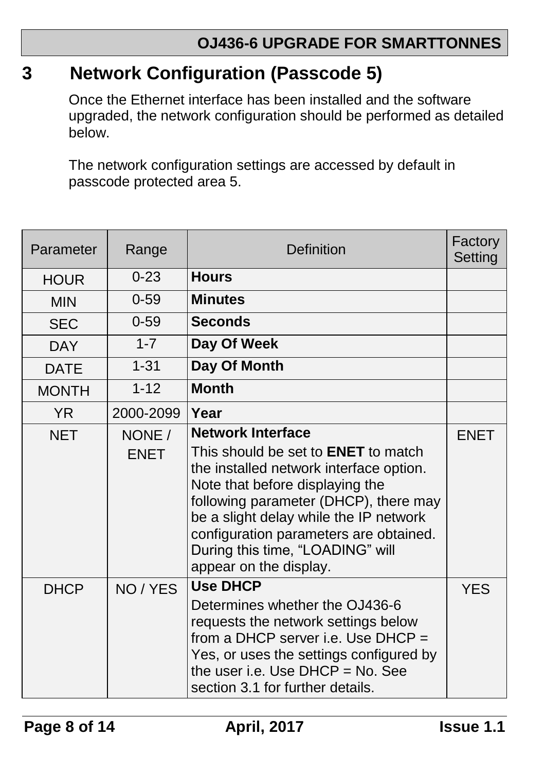# 3 Network Configuration (Passcode 5)

Once the Ethernet interface has been installed and the software upgraded, the network configuration should be performed as detailed below.

The network configuration settings are accessed by default in passcode protected area 5.

| Parameter | Range | Definition | Factory Setting |
|---|---|---|---|
| HOUR | 0-23 | **Hours** | |
| MIN | 0-59 | **Minutes** | |
| SEC | 0-59 | **Seconds** | |
| DAY | 1-7 | **Day Of Week** | |
| DATE | 1-31 | **Day Of Month** | |
| MONTH | 1-12 | **Month** | |
| YR | 2000-2099 | **Year** | |
| NET | NONE / ENET | **Network Interface** This should be set to **ENET** to match the installed network interface option. Note that before displaying the following parameter (DHCP), there may be a slight delay while the IP network configuration parameters are obtained. During this time, “LOADING” will appear on the display. | ENET |
| DHCP | NO / YES | **Use DHCP** Determines whether the OJ436-6 requests the network settings below from a DHCP server i.e. Use DHCP = Yes, or uses the settings configured by the user i.e. Use DHCP = No. See section 3.1 for further details. | YES |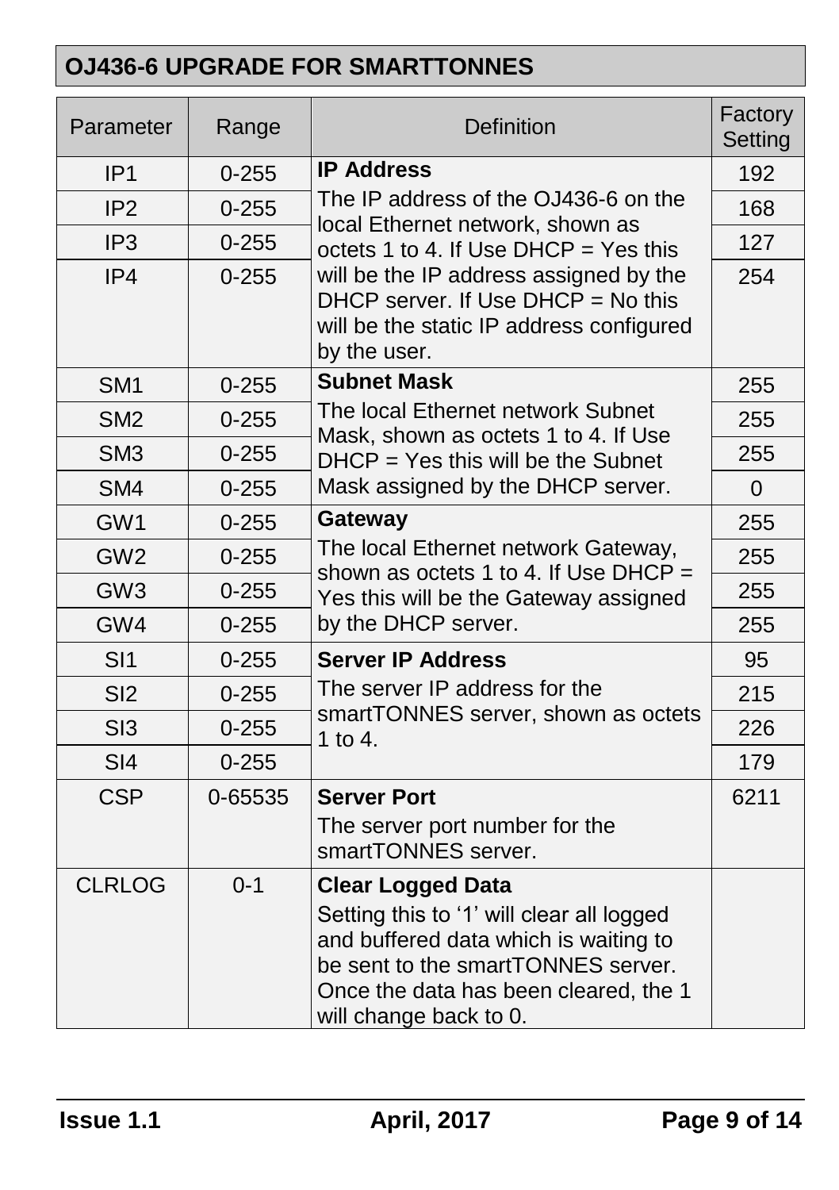## OJ436-6 UPGRADE FOR SMARTTONNES

| Parameter | Range | Definition | Factory Setting |
|---|---|---|---|
| IP1 | 0-255 | **IP Address** The IP address of the OJ436-6 on the local Ethernet network, shown as octets 1 to 4. If Use DHCP = Yes this will be the IP address assigned by the DHCP server. If Use DHCP = No this will be the static IP address configured by the user. | 192 |
| IP2 | 0-255 | | 168 |
| IP3 | 0-255 | | 127 |
| IP4 | 0-255 | | 254 |
| SM1 | 0-255 | **Subnet Mask** The local Ethernet network Subnet Mask, shown as octets 1 to 4. If Use DHCP = Yes this will be the Subnet Mask assigned by the DHCP server. | 255 |
| SM2 | 0-255 | | 255 |
| SM3 | 0-255 | | 255 |
| SM4 | 0-255 | | 0 |
| GW1 | 0-255 | **Gateway** The local Ethernet network Gateway, shown as octets 1 to 4. If Use DHCP = Yes this will be the Gateway assigned by the DHCP server. | 255 |
| GW2 | 0-255 | | 255 |
| GW3 | 0-255 | | 255 |
| GW4 | 0-255 | | 255 |
| SI1 | 0-255 | **Server IP Address** The server IP address for the smartTONNES server, shown as octets 1 to 4. | 95 |
| SI2 | 0-255 | | 215 |
| SI3 | 0-255 | | 226 |
| SI4 | 0-255 | | 179 |
| CSP | 0-65535 | **Server Port** The server port number for the smartTONNES server. | 6211 |
| CLRLOG | 0-1 | **Clear Logged Data** Setting this to '1' will clear all logged and buffered data which is waiting to be sent to the smartTONNES server. Once the data has been cleared, the 1 will change back to 0. | |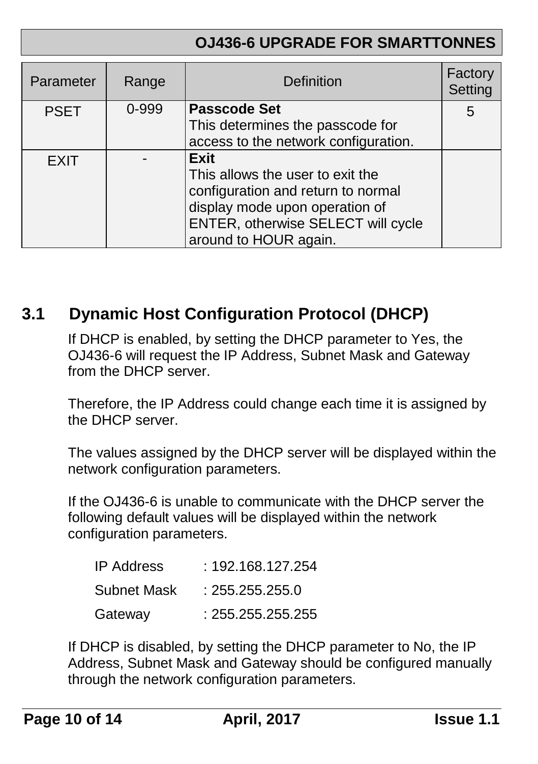| Parameter | Range | Definition | Factory Setting |
|---|---|---|---|
| PSET | 0-999 | **Passcode Set**<br>This determines the passcode for access to the network configuration. | 5 |
| EXIT | - | **Exit**<br>This allows the user to exit the configuration and return to normal display mode upon operation of ENTER, otherwise SELECT will cycle around to HOUR again. | |

## 3.1 Dynamic Host Configuration Protocol (DHCP)

If DHCP is enabled, by setting the DHCP parameter to Yes, the OJ436-6 will request the IP Address, Subnet Mask and Gateway from the DHCP server.

Therefore, the IP Address could change each time it is assigned by the DHCP server.

The values assigned by the DHCP server will be displayed within the network configuration parameters.

If the OJ436-6 is unable to communicate with the DHCP server the following default values will be displayed within the network configuration parameters.

IP Address : 192.168.127.254

Subnet Mask : 255.255.255.0

Gateway : 255.255.255.255

If DHCP is disabled, by setting the DHCP parameter to No, the IP Address, Subnet Mask and Gateway should be configured manually through the network configuration parameters.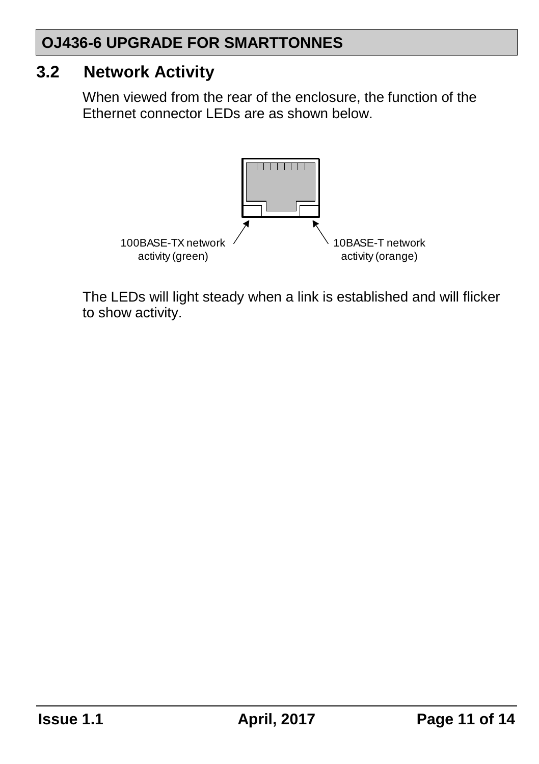## 3.2 Network Activity

When viewed from the rear of the enclosure, the function of the Ethernet connector LEDs are as shown below.

100BASE-TX network activity (green)

10BASE-T network activity (orange)

The LEDs will light steady when a link is established and will flicker to show activity.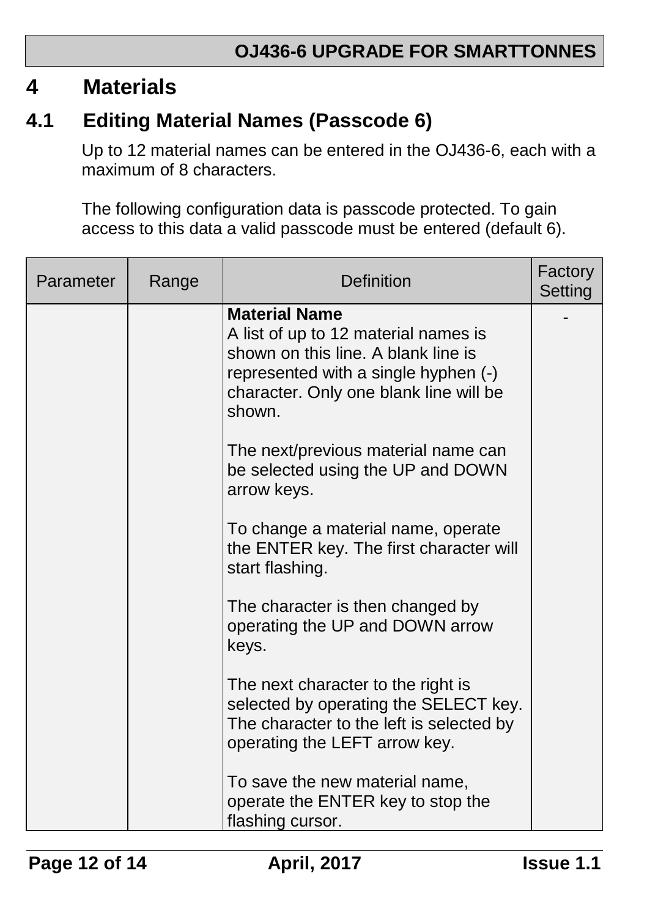# 4 Materials

## 4.1 Editing Material Names (Passcode 6)

Up to 12 material names can be entered in the OJ436-6, each with a maximum of 8 characters.

The following configuration data is passcode protected. To gain access to this data a valid passcode must be entered (default 6).

| Parameter | Range | Definition | Factory Setting |
|---|---|---|---|
| | | **Material Name**<br>A list of up to 12 material names is shown on this line. A blank line is represented with a single hyphen (-) character. Only one blank line will be shown.<br><br>The next/previous material name can be selected using the UP and DOWN arrow keys.<br><br>To change a material name, operate the ENTER key. The first character will start flashing.<br><br>The character is then changed by operating the UP and DOWN arrow keys.<br><br>The next character to the right is selected by operating the SELECT key. The character to the left is selected by operating the LEFT arrow key.<br><br>To save the new material name, operate the ENTER key to stop the flashing cursor. | - |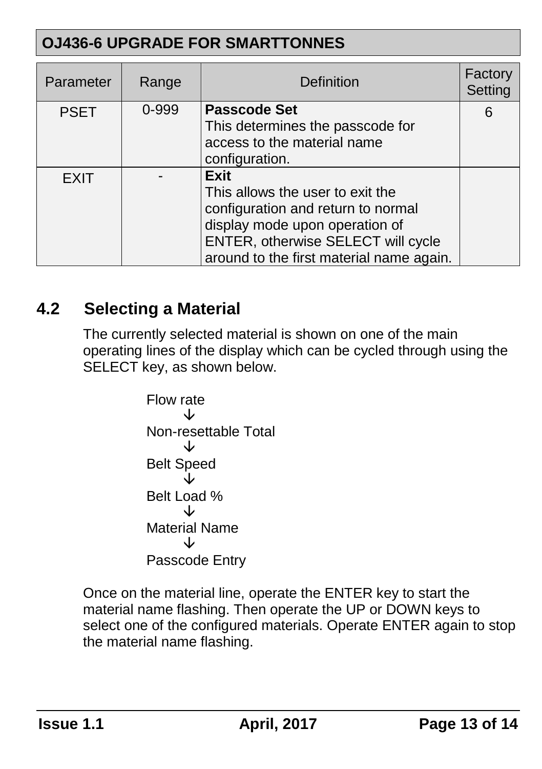| Parameter | Range | Definition | Factory Setting |
|---|---|---|---|
| PSET | 0-999 | **Passcode Set**<br>This determines the passcode for access to the material name configuration. | 6 |
| EXIT | - | **Exit**<br>This allows the user to exit the configuration and return to normal display mode upon operation of ENTER, otherwise SELECT will cycle around to the first material name again. | |

## 4.2 Selecting a Material

The currently selected material is shown on one of the main operating lines of the display which can be cycled through using the SELECT key, as shown below.

Flow rate
↓
Non-resettable Total
↓
Belt Speed
↓
Belt Load %
↓
Material Name
↓
Passcode Entry

Once on the material line, operate the ENTER key to start the material name flashing. Then operate the UP or DOWN keys to select one of the configured materials. Operate ENTER again to stop the material name flashing.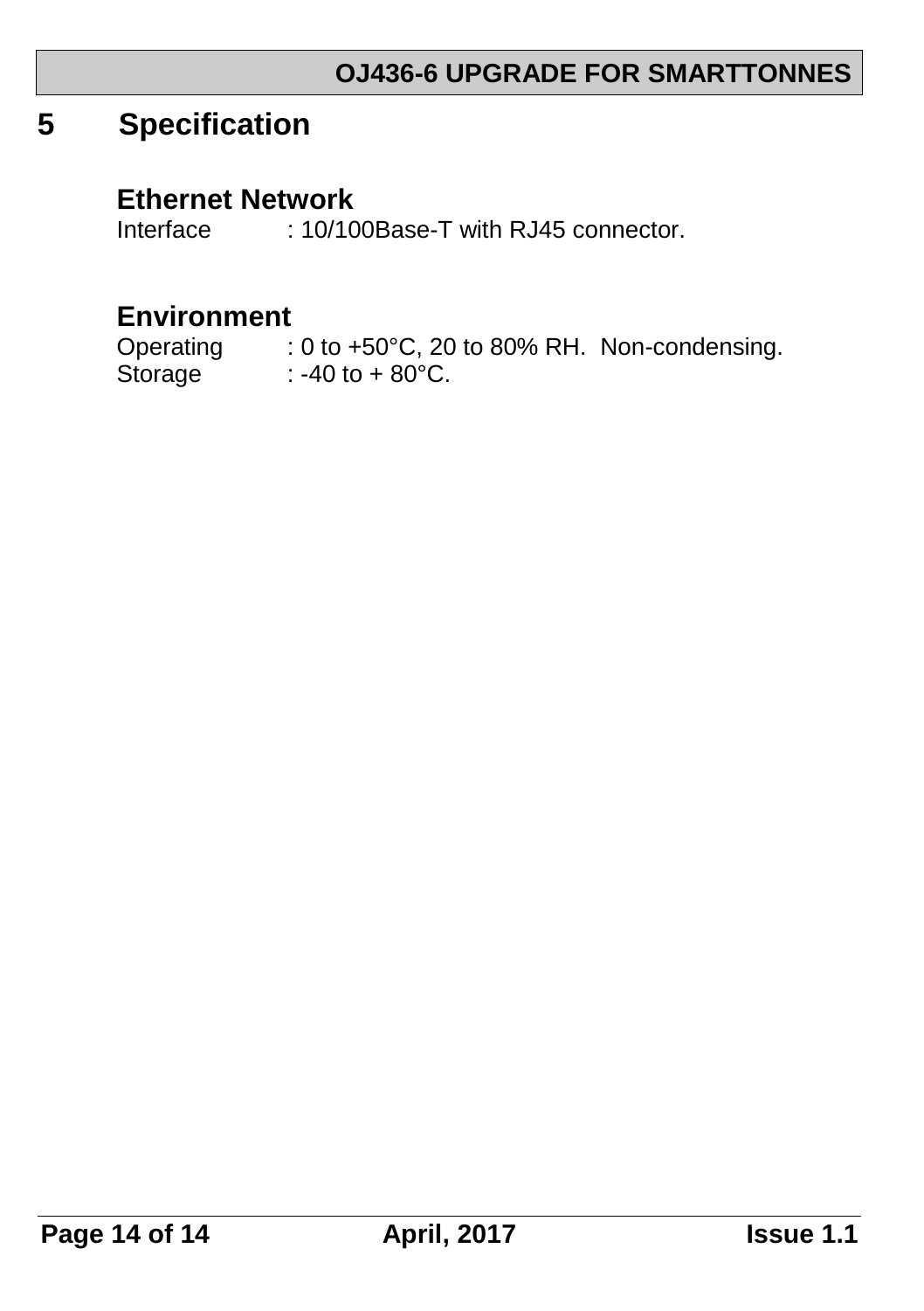# 5 Specification

## Ethernet Network

Interface : 10/100Base-T with RJ45 connector.

## Environment

Operating : 0 to +50°C, 20 to 80% RH. Non-condensing.
Storage : -40 to + 80°C.